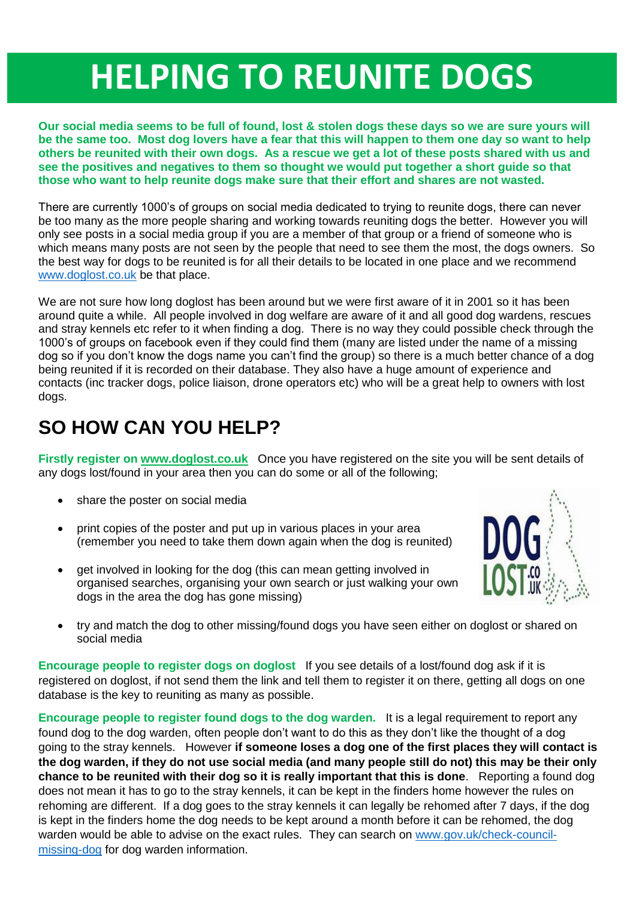# HELPING TO REUNITE DOGS

**Our social media seems to be full of found, lost & stolen dogs these days so we are sure yours will be the same too. Most dog lovers have a fear that this will happen to them one day so want to help others be reunited with their own dogs. As a rescue we get a lot of these posts shared with us and see the positives and negatives to them so thought we would put together a short guide so that those who want to help reunite dogs make sure that their effort and shares are not wasted.**

There are currently 1000's of groups on social media dedicated to trying to reunite dogs, there can never be too many as the more people sharing and working towards reuniting dogs the better. However you will only see posts in a social media group if you are a member of that group or a friend of someone who is which means many posts are not seen by the people that need to see them the most, the dogs owners. So the best way for dogs to be reunited is for all their details to be located in one place and we recommend www.doglost.co.uk be that place.

We are not sure how long doglost has been around but we were first aware of it in 2001 so it has been around quite a while. All people involved in dog welfare are aware of it and all good dog wardens, rescues and stray kennels etc refer to it when finding a dog. There is no way they could possible check through the 1000's of groups on facebook even if they could find them (many are listed under the name of a missing dog so if you don't know the dogs name you can't find the group) so there is a much better chance of a dog being reunited if it is recorded on their database. They also have a huge amount of experience and contacts (inc tracker dogs, police liaison, drone operators etc) who will be a great help to owners with lost dogs.

## SO HOW CAN YOU HELP?

**Firstly register on www.doglost.co.uk** Once you have registered on the site you will be sent details of any dogs lost/found in your area then you can do some or all of the following;

- share the poster on social media
- print copies of the poster and put up in various places in your area (remember you need to take them down again when the dog is reunited)
- get involved in looking for the dog (this can mean getting involved in organised searches, organising your own search or just walking your own dogs in the area the dog has gone missing)
- try and match the dog to other missing/found dogs you have seen either on doglost or shared on social media

**Encourage people to register dogs on doglost** If you see details of a lost/found dog ask if it is registered on doglost, if not send them the link and tell them to register it on there, getting all dogs on one database is the key to reuniting as many as possible.

**Encourage people to register found dogs to the dog warden.** It is a legal requirement to report any found dog to the dog warden, often people don't want to do this as they don't like the thought of a dog going to the stray kennels. However **if someone loses a dog one of the first places they will contact is the dog warden, if they do not use social media (and many people still do not) this may be their only chance to be reunited with their dog so it is really important that this is done**. Reporting a found dog does not mean it has to go to the stray kennels, it can be kept in the finders home however the rules on rehoming are different. If a dog goes to the stray kennels it can legally be rehomed after 7 days, if the dog is kept in the finders home the dog needs to be kept around a month before it can be rehomed, the dog warden would be able to advise on the exact rules. They can search on www.gov.uk/check-council-missing-dog for dog warden information.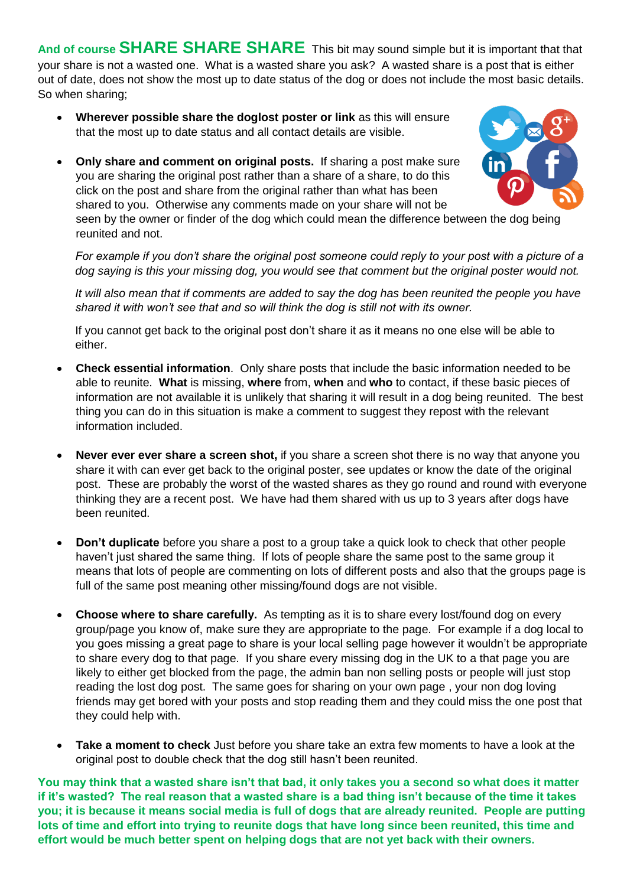**And of course SHARE SHARE SHARE** This bit may sound simple but it is important that that your share is not a wasted one. What is a wasted share you ask? A wasted share is a post that is either out of date, does not show the most up to date status of the dog or does not include the most basic details. So when sharing;

- **Wherever possible share the doglost poster or link** as this will ensure that the most up to date status and all contact details are visible.

- **Only share and comment on original posts.** If sharing a post make sure you are sharing the original post rather than a share of a share, to do this click on the post and share from the original rather than what has been shared to you. Otherwise any comments made on your share will not be seen by the owner or finder of the dog which could mean the difference between the dog being reunited and not.

  *For example if you don't share the original post someone could reply to your post with a picture of a dog saying is this your missing dog, you would see that comment but the original poster would not.*

  *It will also mean that if comments are added to say the dog has been reunited the people you have shared it with won't see that and so will think the dog is still not with its owner.*

  If you cannot get back to the original post don't share it as it means no one else will be able to either.

- **Check essential information**. Only share posts that include the basic information needed to be able to reunite. **What** is missing, **where** from, **when** and **who** to contact, if these basic pieces of information are not available it is unlikely that sharing it will result in a dog being reunited. The best thing you can do in this situation is make a comment to suggest they repost with the relevant information included.

- **Never ever ever share a screen shot,** if you share a screen shot there is no way that anyone you share it with can ever get back to the original poster, see updates or know the date of the original post. These are probably the worst of the wasted shares as they go round and round with everyone thinking they are a recent post. We have had them shared with us up to 3 years after dogs have been reunited.

- **Don't duplicate** before you share a post to a group take a quick look to check that other people haven't just shared the same thing. If lots of people share the same post to the same group it means that lots of people are commenting on lots of different posts and also that the groups page is full of the same post meaning other missing/found dogs are not visible.

- **Choose where to share carefully.** As tempting as it is to share every lost/found dog on every group/page you know of, make sure they are appropriate to the page. For example if a dog local to you goes missing a great page to share is your local selling page however it wouldn't be appropriate to share every dog to that page. If you share every missing dog in the UK to a that page you are likely to either get blocked from the page, the admin ban non selling posts or people will just stop reading the lost dog post. The same goes for sharing on your own page , your non dog loving friends may get bored with your posts and stop reading them and they could miss the one post that they could help with.

- **Take a moment to check** Just before you share take an extra few moments to have a look at the original post to double check that the dog still hasn't been reunited.

**You may think that a wasted share isn't that bad, it only takes you a second so what does it matter if it's wasted? The real reason that a wasted share is a bad thing isn't because of the time it takes you; it is because it means social media is full of dogs that are already reunited. People are putting lots of time and effort into trying to reunite dogs that have long since been reunited, this time and effort would be much better spent on helping dogs that are not yet back with their owners.**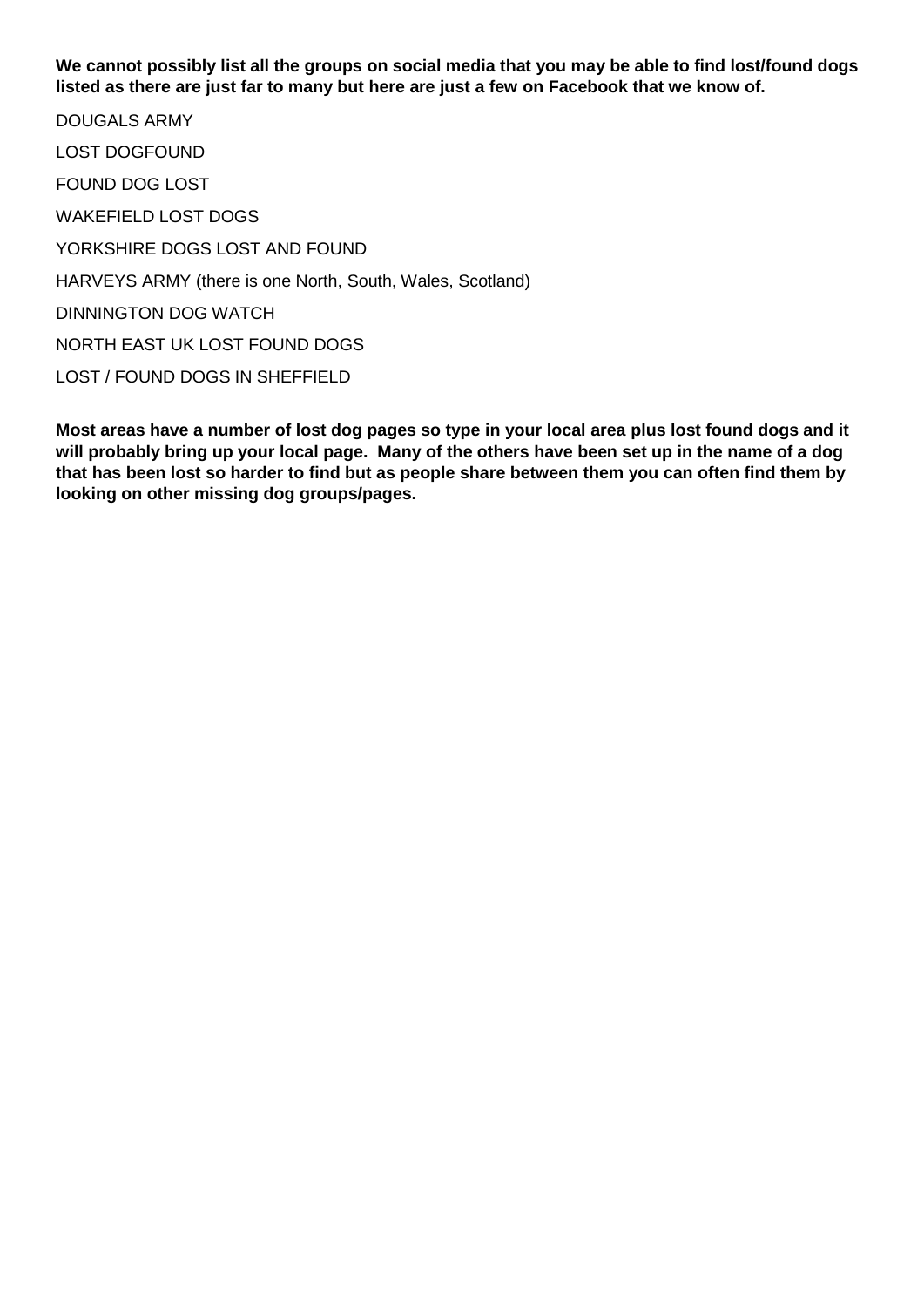**We cannot possibly list all the groups on social media that you may be able to find lost/found dogs listed as there are just far to many but here are just a few on Facebook that we know of.**

DOUGALS ARMY

LOST DOGFOUND

FOUND DOG LOST

WAKEFIELD LOST DOGS

YORKSHIRE DOGS LOST AND FOUND

HARVEYS ARMY (there is one North, South, Wales, Scotland)

DINNINGTON DOG WATCH

NORTH EAST UK LOST FOUND DOGS

LOST / FOUND DOGS IN SHEFFIELD

**Most areas have a number of lost dog pages so type in your local area plus lost found dogs and it will probably bring up your local page. Many of the others have been set up in the name of a dog that has been lost so harder to find but as people share between them you can often find them by looking on other missing dog groups/pages.**